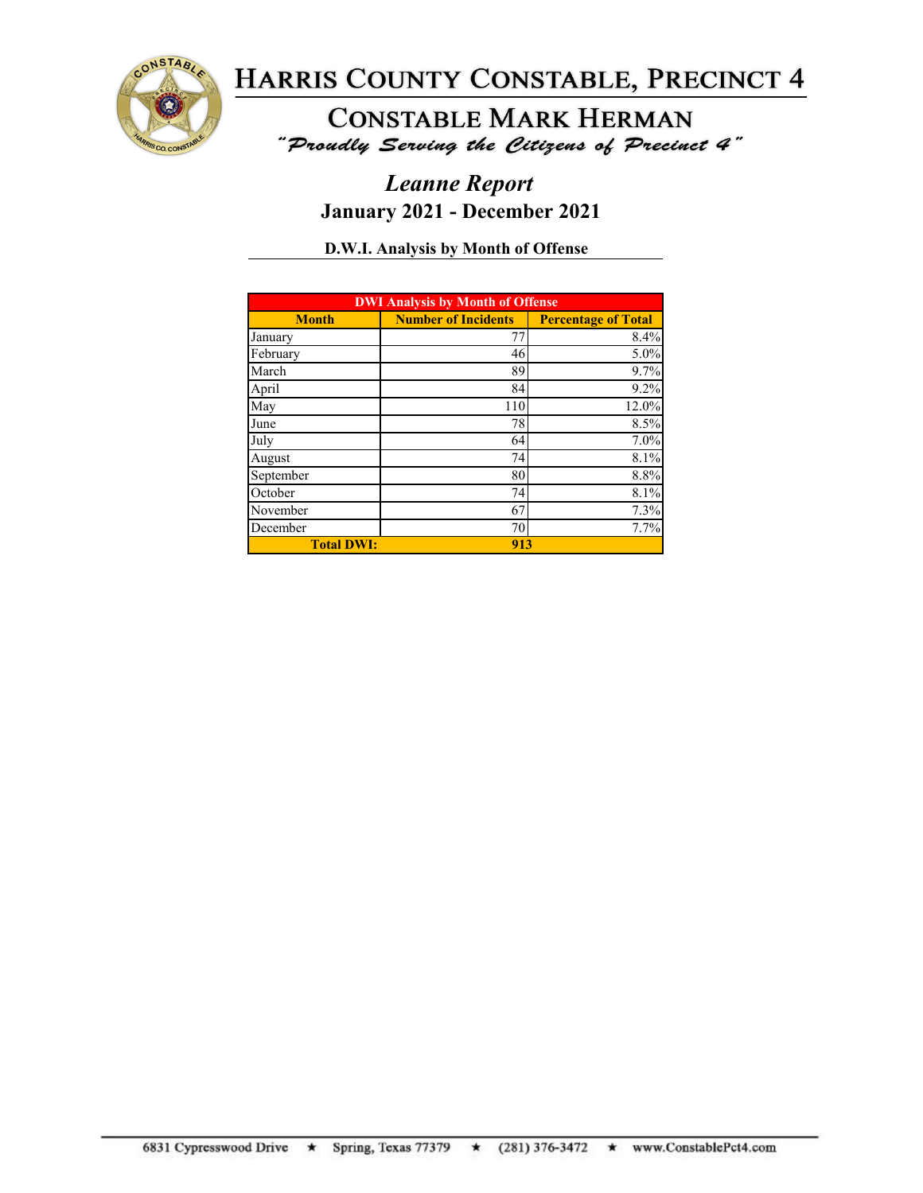# Harris County Constable, Precinct 4

## Constable Mark Herman

*"Proudly Serving the Citizens of Precinct 4"*

## *Leanne Report*

### January 2021 - December 2021

**D.W.I. Analysis by Month of Offense**

| DWI Analysis by Month of Offense | | |
|---|---|---|
| **Month** | **Number of Incidents** | **Percentage of Total** |
| January | 77 | 8.4% |
| February | 46 | 5.0% |
| March | 89 | 9.7% |
| April | 84 | 9.2% |
| May | 110 | 12.0% |
| June | 78 | 8.5% |
| July | 64 | 7.0% |
| August | 74 | 8.1% |
| September | 80 | 8.8% |
| October | 74 | 8.1% |
| November | 67 | 7.3% |
| December | 70 | 7.7% |
| **Total DWI:** | **913** | |

6831 Cypresswood Drive ★ Spring, Texas 77379 ★ (281) 376-3472 ★ www.ConstablePct4.com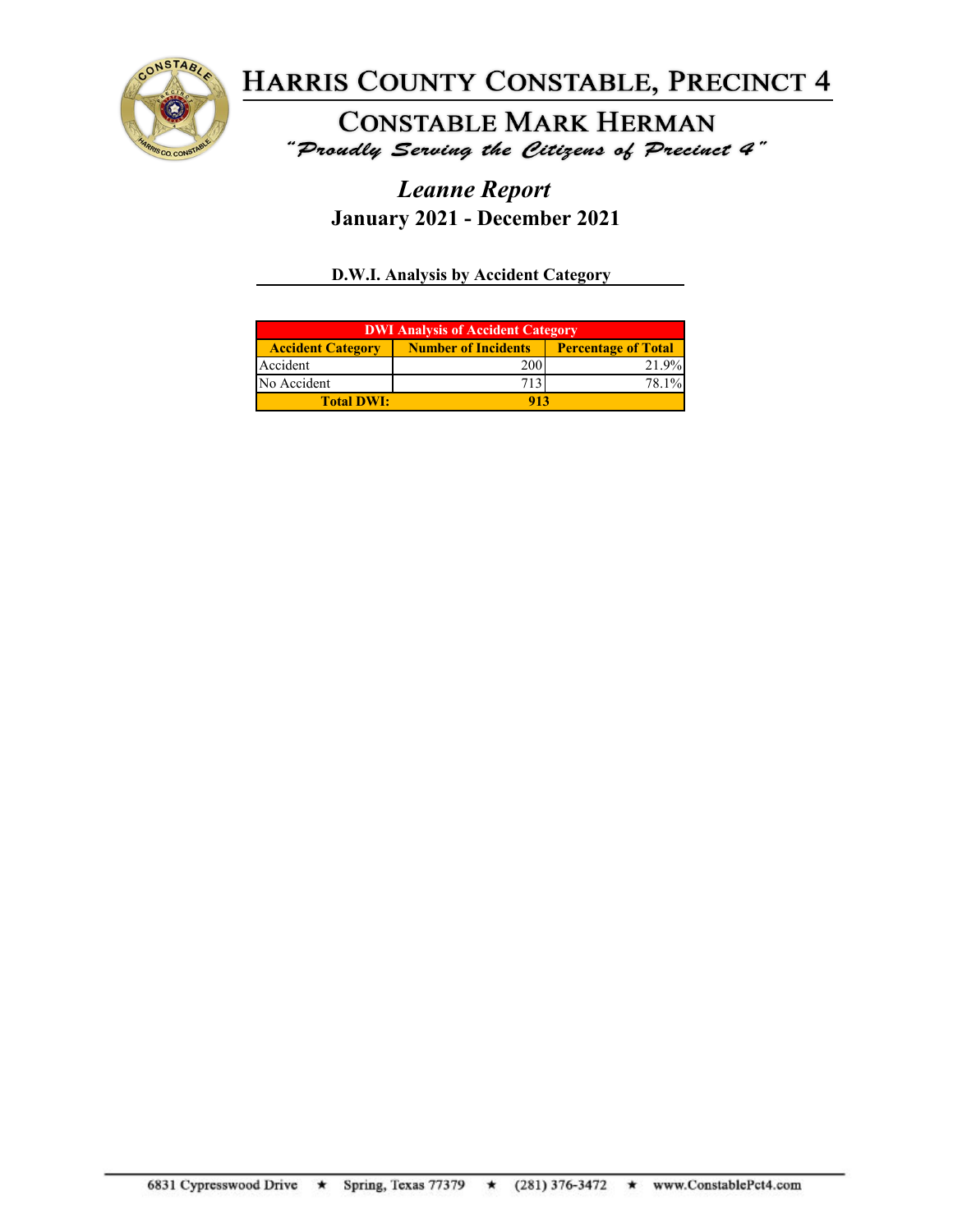# Harris County Constable, Precinct 4

## Constable Mark Herman

*"Proudly Serving the Citizens of Precinct 4"*

## *Leanne Report*

**January 2021 - December 2021**

### D.W.I. Analysis by Accident Category

| DWI Analysis of Accident Category | | |
|---|---|---|
| **Accident Category** | **Number of Incidents** | **Percentage of Total** |
| Accident | 200 | 21.9% |
| No Accident | 713 | 78.1% |
| **Total DWI:** | **913** | |

6831 Cypresswood Drive ★ Spring, Texas 77379 ★ (281) 376-3472 ★ www.ConstablePct4.com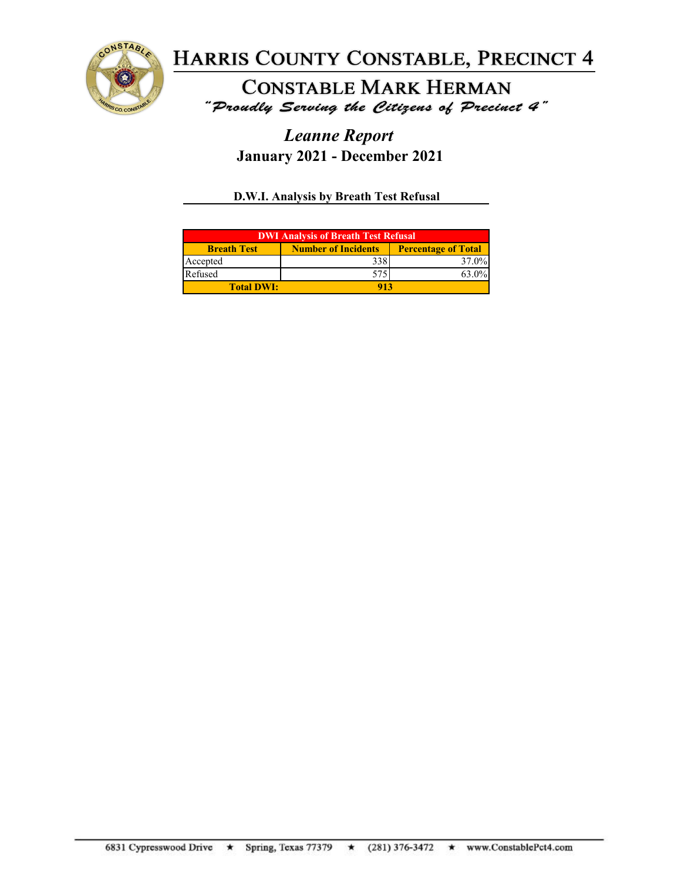# Harris County Constable, Precinct 4

## Constable Mark Herman

*"Proudly Serving the Citizens of Precinct 4"*

## *Leanne Report*

**January 2021 - December 2021**

### D.W.I. Analysis by Breath Test Refusal

| DWI Analysis of Breath Test Refusal | | |
|---|---|---|
| **Breath Test** | **Number of Incidents** | **Percentage of Total** |
| Accepted | 338 | 37.0% |
| Refused | 575 | 63.0% |
| **Total DWI:** | **913** | |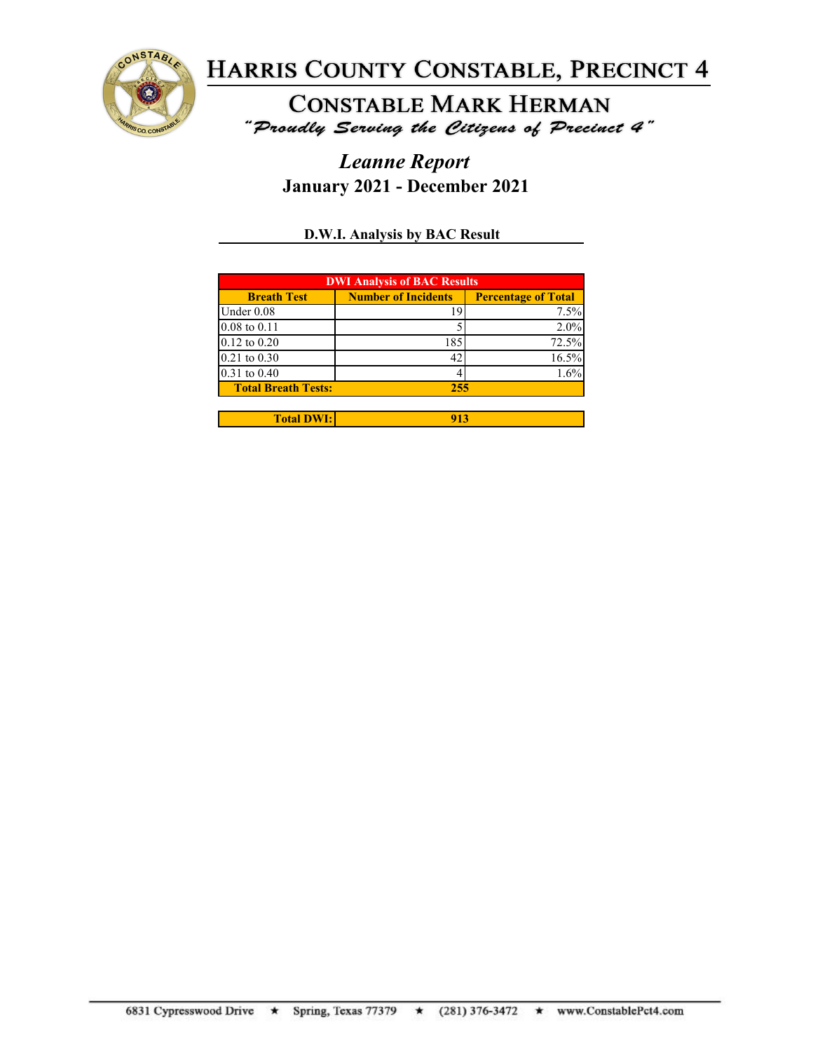# Harris County Constable, Precinct 4

## Constable Mark Herman

*"Proudly Serving the Citizens of Precinct 4"*

## *Leanne Report*

## January 2021 - December 2021

### D.W.I. Analysis by BAC Result

| DWI Analysis of BAC Results | | |
|---|---|---|
| **Breath Test** | **Number of Incidents** | **Percentage of Total** |
| Under 0.08 | 19 | 7.5% |
| 0.08 to 0.11 | 5 | 2.0% |
| 0.12 to 0.20 | 185 | 72.5% |
| 0.21 to 0.30 | 42 | 16.5% |
| 0.31 to 0.40 | 4 | 1.6% |
| **Total Breath Tests:** | **255** | |

| **Total DWI:** | **913** |
|---|---|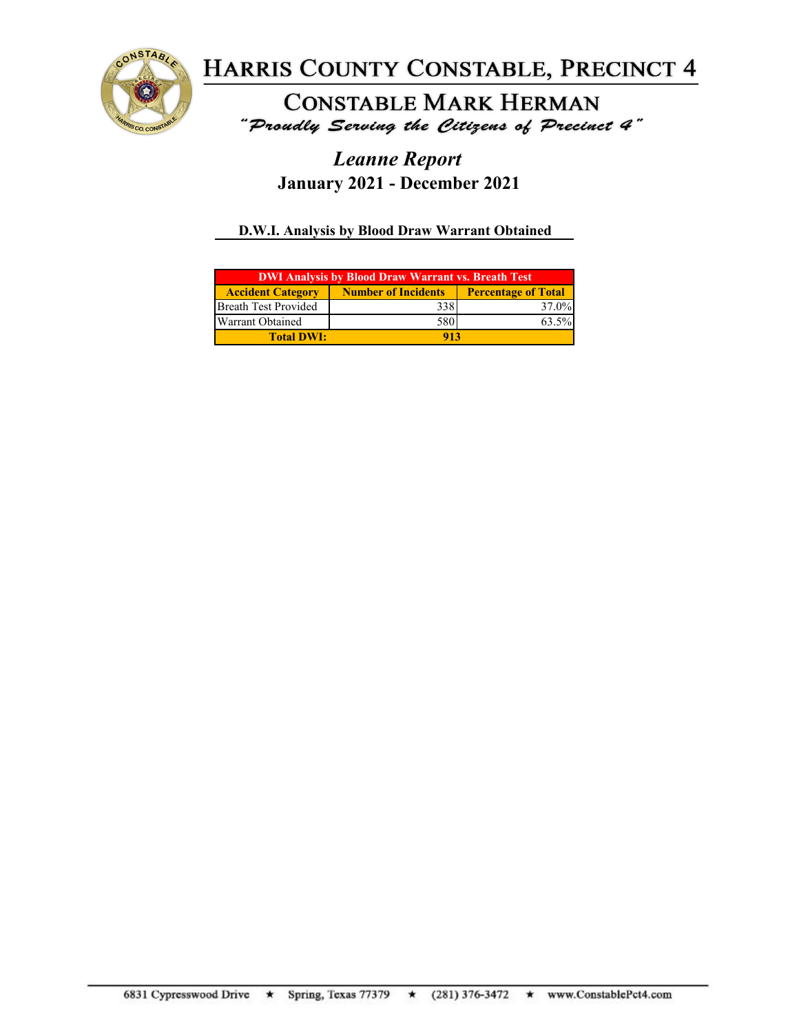# Harris County Constable, Precinct 4

## Constable Mark Herman

*"Proudly Serving the Citizens of Precinct 4"*

## *Leanne Report*

**January 2021 - December 2021**

### D.W.I. Analysis by Blood Draw Warrant Obtained

| DWI Analysis by Blood Draw Warrant vs. Breath Test | | |
|---|---|---|
| **Accident Category** | **Number of Incidents** | **Percentage of Total** |
| Breath Test Provided | 338 | 37.0% |
| Warrant Obtained | 580 | 63.5% |
| **Total DWI:** | **913** | |

6831 Cypresswood Drive ★ Spring, Texas 77379 ★ (281) 376-3472 ★ www.ConstablePct4.com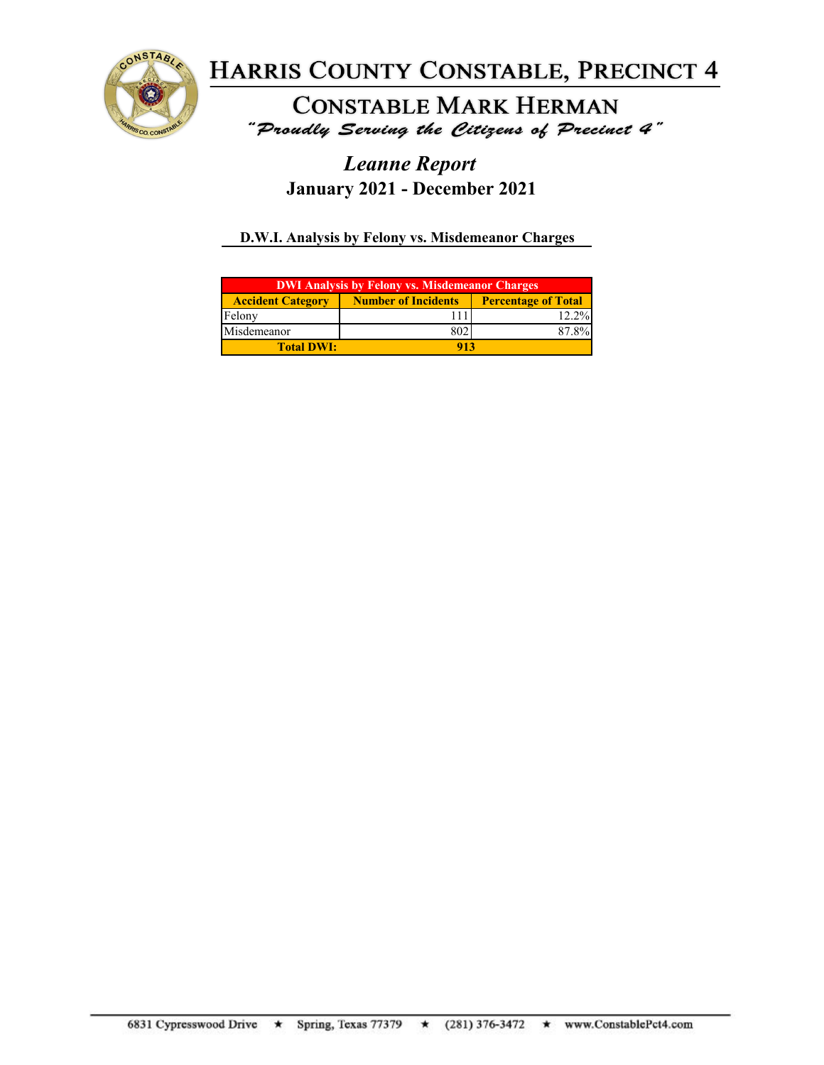# Harris County Constable, Precinct 4

## Constable Mark Herman

*"Proudly Serving the Citizens of Precinct 4"*

## *Leanne Report*

### January 2021 - December 2021

**D.W.I. Analysis by Felony vs. Misdemeanor Charges**

| DWI Analysis by Felony vs. Misdemeanor Charges | | |
|---|---|---|
| **Accident Category** | **Number of Incidents** | **Percentage of Total** |
| Felony | 111 | 12.2% |
| Misdemeanor | 802 | 87.8% |
| **Total DWI:** | **913** | |

6831 Cypresswood Drive ★ Spring, Texas 77379 ★ (281) 376-3472 ★ www.ConstablePct4.com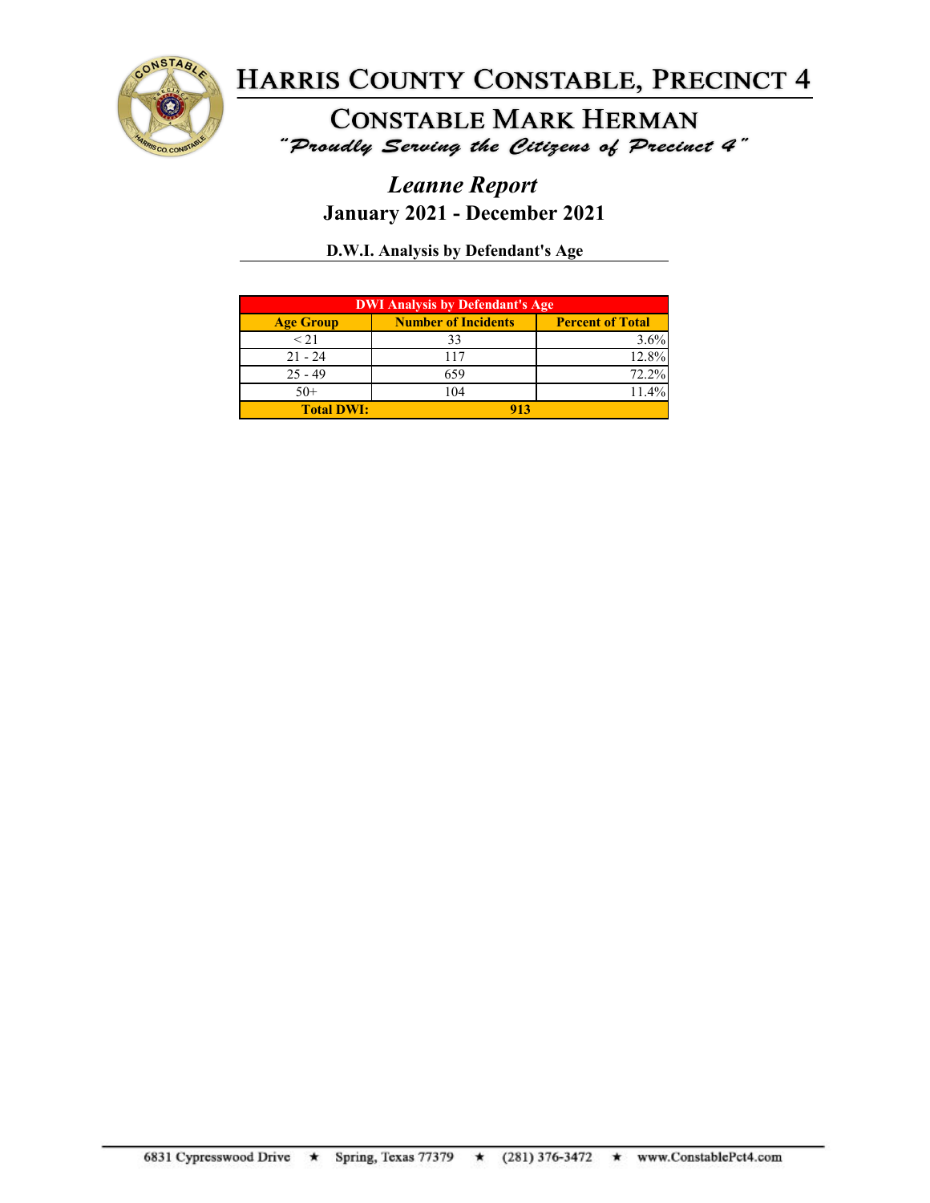# Harris County Constable, Precinct 4

## Constable Mark Herman

*"Proudly Serving the Citizens of Precinct 4"*

## *Leanne Report*

**January 2021 - December 2021**

**D.W.I. Analysis by Defendant's Age**

| DWI Analysis by Defendant's Age | | |
|---|---|---|
| **Age Group** | **Number of Incidents** | **Percent of Total** |
| < 21 | 33 | 3.6% |
| 21 - 24 | 117 | 12.8% |
| 25 - 49 | 659 | 72.2% |
| 50+ | 104 | 11.4% |
| **Total DWI:** | **913** | |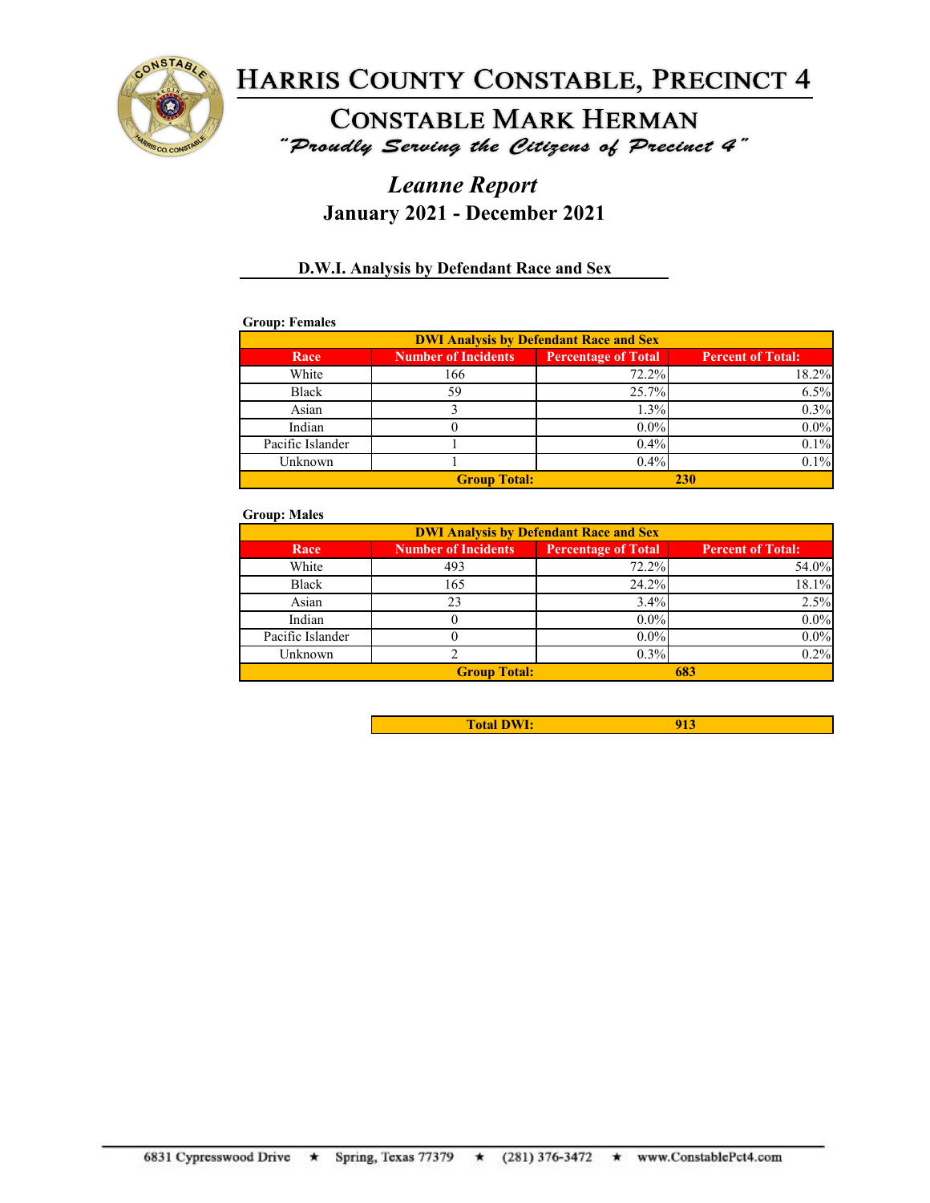# Harris County Constable, Precinct 4

## Constable Mark Herman

*"Proudly Serving the Citizens of Precinct 4"*

## *Leanne Report*

## January 2021 - December 2021

### D.W.I. Analysis by Defendant Race and Sex

**Group: Females**

| DWI Analysis by Defendant Race and Sex | | | |
|---|---|---|---|
| **Race** | **Number of Incidents** | **Percentage of Total** | **Percent of Total:** |
| White | 166 | 72.2% | 18.2% |
| Black | 59 | 25.7% | 6.5% |
| Asian | 3 | 1.3% | 0.3% |
| Indian | 0 | 0.0% | 0.0% |
| Pacific Islander | 1 | 0.4% | 0.1% |
| Unknown | 1 | 0.4% | 0.1% |
| | **Group Total:** | **230** | |

**Group: Males**

| DWI Analysis by Defendant Race and Sex | | | |
|---|---|---|---|
| **Race** | **Number of Incidents** | **Percentage of Total** | **Percent of Total:** |
| White | 493 | 72.2% | 54.0% |
| Black | 165 | 24.2% | 18.1% |
| Asian | 23 | 3.4% | 2.5% |
| Indian | 0 | 0.0% | 0.0% |
| Pacific Islander | 0 | 0.0% | 0.0% |
| Unknown | 2 | 0.3% | 0.2% |
| | **Group Total:** | **683** | |

| **Total DWI:** | **913** |
|---|---|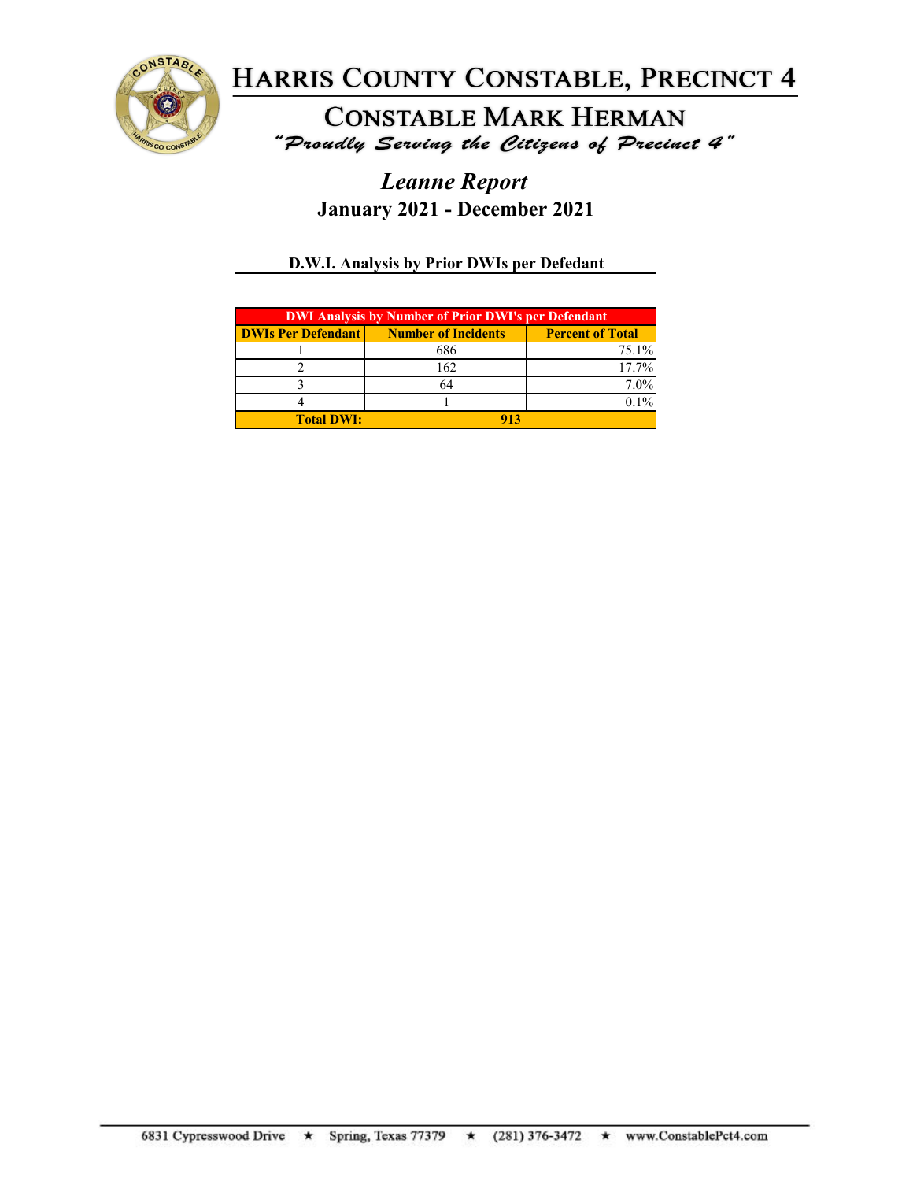# Harris County Constable, Precinct 4

## Constable Mark Herman

*"Proudly Serving the Citizens of Precinct 4"*

## *Leanne Report*

## January 2021 - December 2021

### D.W.I. Analysis by Prior DWIs per Defedant

| DWI Analysis by Number of Prior DWI's per Defendant | | |
|---|---|---|
| **DWIs Per Defendant** | **Number of Incidents** | **Percent of Total** |
| 1 | 686 | 75.1% |
| 2 | 162 | 17.7% |
| 3 | 64 | 7.0% |
| 4 | 1 | 0.1% |
| **Total DWI:** | **913** | |

6831 Cypresswood Drive ★ Spring, Texas 77379 ★ (281) 376-3472 ★ www.ConstablePct4.com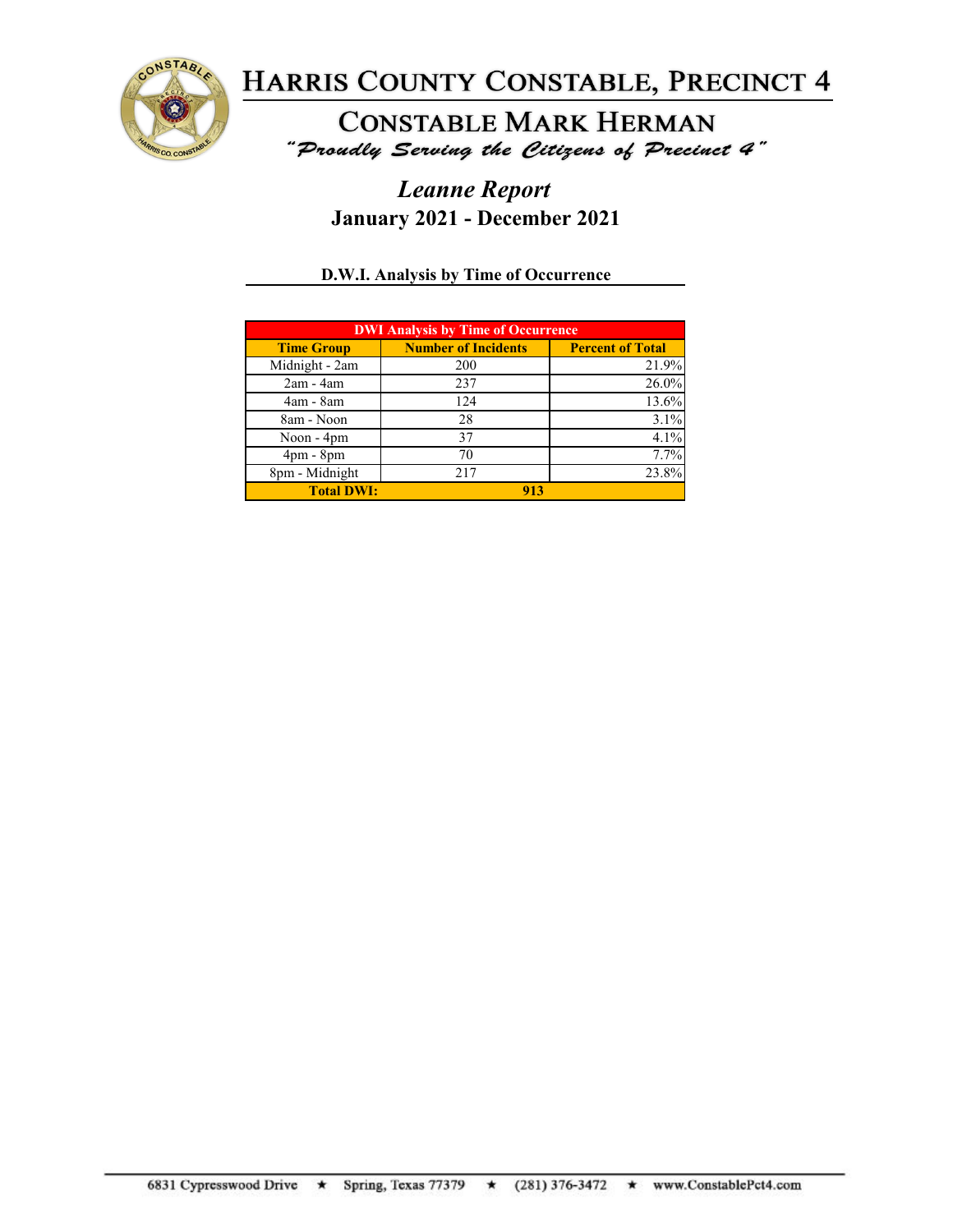# Harris County Constable, Precinct 4

## Constable Mark Herman

*"Proudly Serving the Citizens of Precinct 4"*

## *Leanne Report*

**January 2021 - December 2021**

### D.W.I. Analysis by Time of Occurrence

| DWI Analysis by Time of Occurrence | | |
|---|---|---|
| **Time Group** | **Number of Incidents** | **Percent of Total** |
| Midnight - 2am | 200 | 21.9% |
| 2am - 4am | 237 | 26.0% |
| 4am - 8am | 124 | 13.6% |
| 8am - Noon | 28 | 3.1% |
| Noon - 4pm | 37 | 4.1% |
| 4pm - 8pm | 70 | 7.7% |
| 8pm - Midnight | 217 | 23.8% |
| **Total DWI:** | **913** | |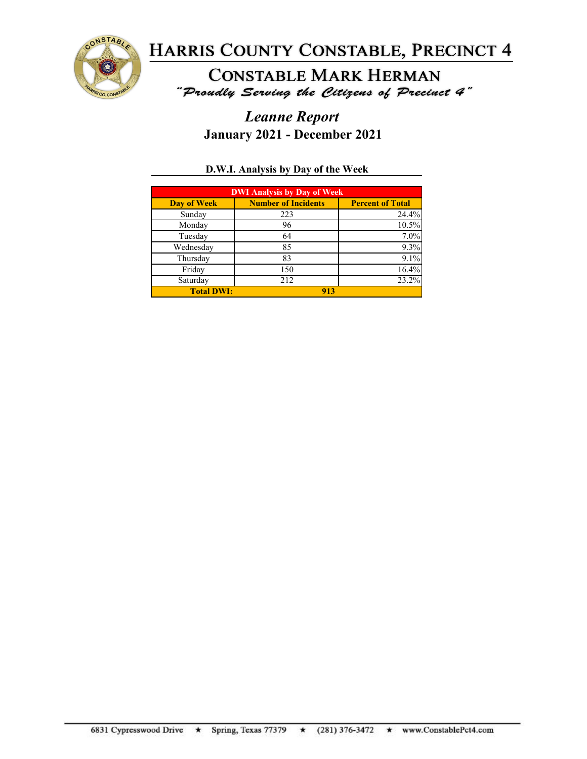# HARRIS COUNTY CONSTABLE, PRECINCT 4

## CONSTABLE MARK HERMAN

*"Proudly Serving the Citizens of Precinct 4"*

## *Leanne Report*

**January 2021 - December 2021**

### D.W.I. Analysis by Day of the Week

| DWI Analysis by Day of Week | | |
|---|---|---|
| **Day of Week** | **Number of Incidents** | **Percent of Total** |
| Sunday | 223 | 24.4% |
| Monday | 96 | 10.5% |
| Tuesday | 64 | 7.0% |
| Wednesday | 85 | 9.3% |
| Thursday | 83 | 9.1% |
| Friday | 150 | 16.4% |
| Saturday | 212 | 23.2% |
| **Total DWI:** | **913** | |

6831 Cypresswood Drive ★ Spring, Texas 77379 ★ (281) 376-3472 ★ www.ConstablePct4.com